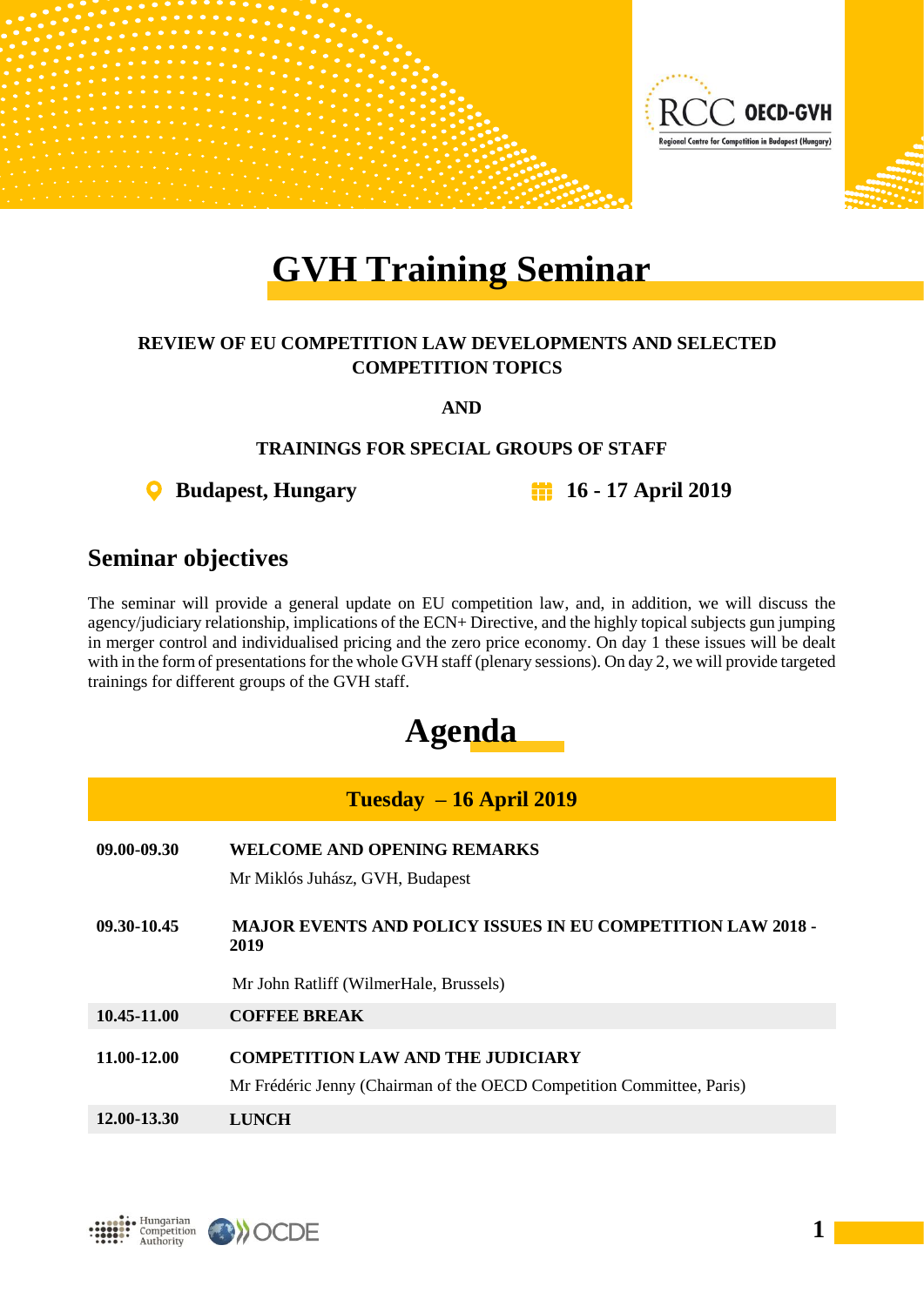# GVH Training Seminar

**REVIEW OF EU COMPETITION LAW DEVELOPMENTS AND SELECTED COMPETITION TOPICS**

**AND**

**TRAININGS FOR SPECIAL GROUPS OF STAFF**

**Budapest, Hungary** **16 - 17 April 2019**

## Seminar objectives

The seminar will provide a general update on EU competition law, and, in addition, we will discuss the agency/judiciary relationship, implications of the ECN+ Directive, and the highly topical subjects gun jumping in merger control and individualised pricing and the zero price economy. On day 1 these issues will be dealt with in the form of presentations for the whole GVH staff (plenary sessions). On day 2, we will provide targeted trainings for different groups of the GVH staff.

# Agenda

| Tuesday – 16 April 2019 | |
|---|---|
| **09.00-09.30** | **WELCOME AND OPENING REMARKS**<br>Mr Miklós Juhász, GVH, Budapest |
| **09.30-10.45** | **MAJOR EVENTS AND POLICY ISSUES IN EU COMPETITION LAW 2018 - 2019**<br>Mr John Ratliff (WilmerHale, Brussels) |
| **10.45-11.00** | **COFFEE BREAK** |
| **11.00-12.00** | **COMPETITION LAW AND THE JUDICIARY**<br>Mr Frédéric Jenny (Chairman of the OECD Competition Committee, Paris) |
| **12.00-13.30** | **LUNCH** |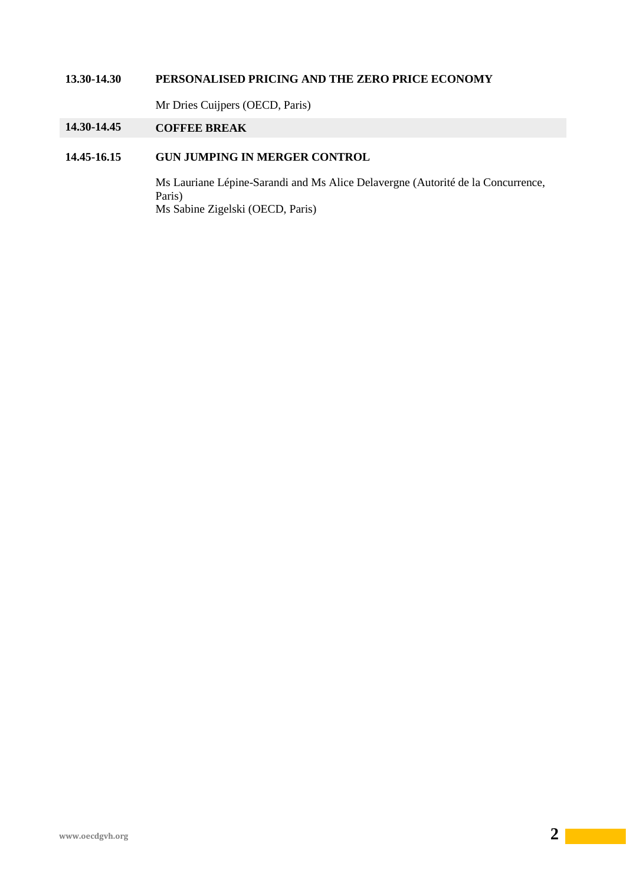**13.30-14.30** **PERSONALISED PRICING AND THE ZERO PRICE ECONOMY**

Mr Dries Cuijpers (OECD, Paris)

**14.30-14.45** **COFFEE BREAK**

**14.45-16.15** **GUN JUMPING IN MERGER CONTROL**

Ms Lauriane Lépine-Sarandi and Ms Alice Delavergne (Autorité de la Concurrence, Paris)
Ms Sabine Zigelski (OECD, Paris)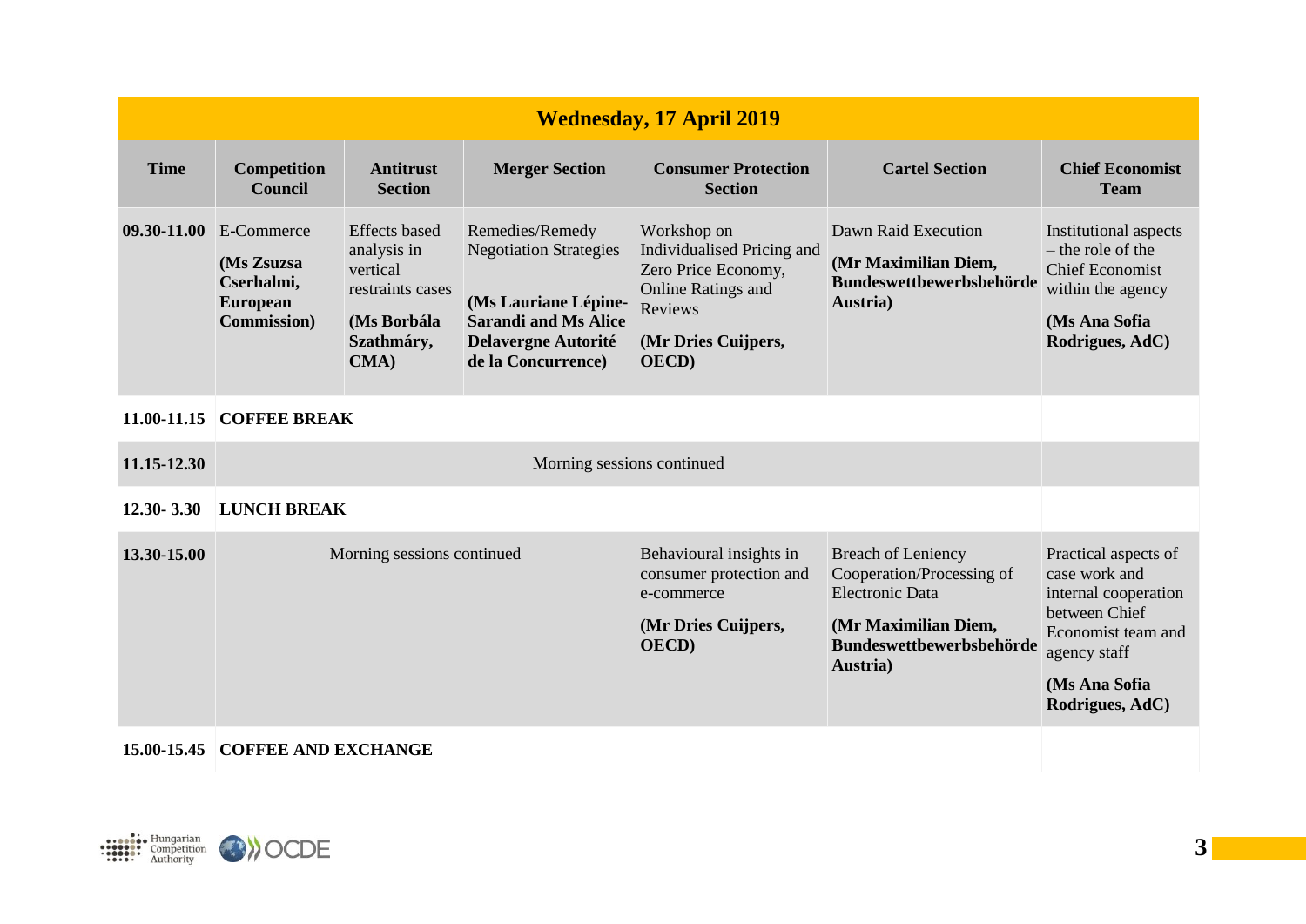## Wednesday, 17 April 2019

| Time | Competition Council | Antitrust Section | Merger Section | Consumer Protection Section | Cartel Section | Chief Economist Team |
|---|---|---|---|---|---|---|
| **09.30-11.00** | E-Commerce **(Ms Zsuzsa Cserhalmi, European Commission)** | Effects based analysis in vertical restraints cases **(Ms Borbála Szathmáry, CMA)** | Remedies/Remedy Negotiation Strategies **(Ms Lauriane Lépine-Sarandi and Ms Alice Delavergne Autorité de la Concurrence)** | Workshop on Individualised Pricing and Zero Price Economy, Online Ratings and Reviews **(Mr Dries Cuijpers, OECD)** | Dawn Raid Execution **(Mr Maximilian Diem, Bundeswettbewerbsbehörde Austria)** | Institutional aspects – the role of the Chief Economist within the agency **(Ms Ana Sofia Rodrigues, AdC)** |
| **11.00-11.15** | **COFFEE BREAK** | | | | | |
| **11.15-12.30** | Morning sessions continued | | | | | |
| **12.30- 3.30** | **LUNCH BREAK** | | | | | |
| **13.30-15.00** | Morning sessions continued | | | Behavioural insights in consumer protection and e-commerce **(Mr Dries Cuijpers, OECD)** | Breach of Leniency Cooperation/Processing of Electronic Data **(Mr Maximilian Diem, Bundeswettbewerbsbehörde Austria)** | Practical aspects of case work and internal cooperation between Chief Economist team and agency staff **(Ms Ana Sofia Rodrigues, AdC)** |
| **15.00-15.45** | **COFFEE AND EXCHANGE** | | | | | |